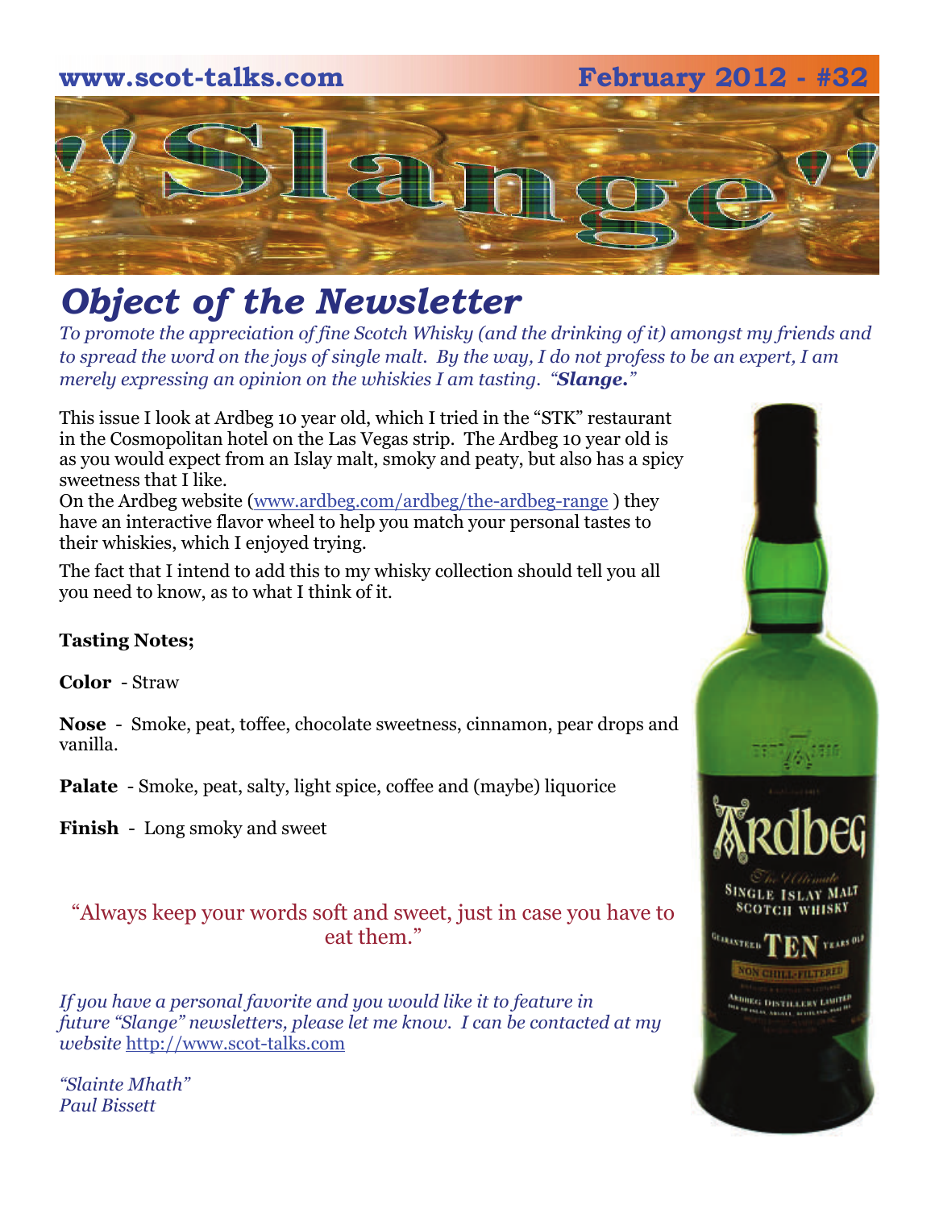www.scot-talks.com February 2012 - #32

# "Slange"

## *Object of the Newsletter*

*To promote the appreciation of fine Scotch Whisky (and the drinking of it) amongst my friends and to spread the word on the joys of single malt. By the way, I do not profess to be an expert, I am merely expressing an opinion on the whiskies I am tasting. "**Slange.**"*

This issue I look at Ardbeg 10 year old, which I tried in the "STK" restaurant in the Cosmopolitan hotel on the Las Vegas strip. The Ardbeg 10 year old is as you would expect from an Islay malt, smoky and peaty, but also has a spicy sweetness that I like.

On the Ardbeg website (www.ardbeg.com/ardbeg/the-ardbeg-range ) they have an interactive flavor wheel to help you match your personal tastes to their whiskies, which I enjoyed trying.

The fact that I intend to add this to my whisky collection should tell you all you need to know, as to what I think of it.

**Tasting Notes;**

**Color** - Straw

**Nose** - Smoke, peat, toffee, chocolate sweetness, cinnamon, pear drops and vanilla.

**Palate** - Smoke, peat, salty, light spice, coffee and (maybe) liquorice

**Finish** - Long smoky and sweet

"Always keep your words soft and sweet, just in case you have to eat them."

*If you have a personal favorite and you would like it to feature in future "Slange" newsletters, please let me know. I can be contacted at my website* http://www.scot-talks.com

*"Slainte Mhath"*
*Paul Bissett*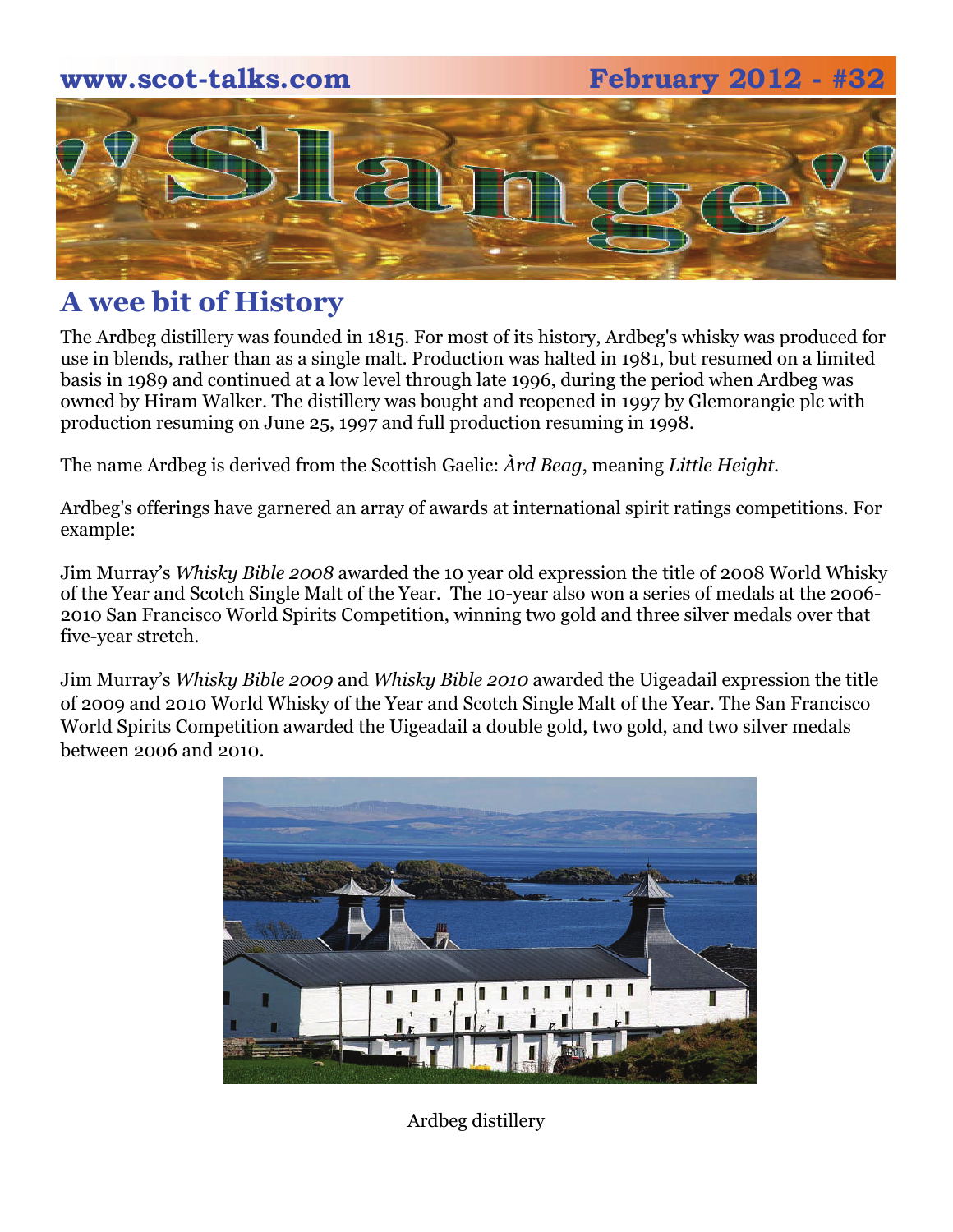## A wee bit of History

The Ardbeg distillery was founded in 1815. For most of its history, Ardbeg's whisky was produced for use in blends, rather than as a single malt. Production was halted in 1981, but resumed on a limited basis in 1989 and continued at a low level through late 1996, during the period when Ardbeg was owned by Hiram Walker. The distillery was bought and reopened in 1997 by Glemorangie plc with production resuming on June 25, 1997 and full production resuming in 1998.

The name Ardbeg is derived from the Scottish Gaelic: *Àrd Beag*, meaning *Little Height*.

Ardbeg's offerings have garnered an array of awards at international spirit ratings competitions. For example:

Jim Murray's *Whisky Bible 2008* awarded the 10 year old expression the title of 2008 World Whisky of the Year and Scotch Single Malt of the Year. The 10-year also won a series of medals at the 2006-2010 San Francisco World Spirits Competition, winning two gold and three silver medals over that five-year stretch.

Jim Murray's *Whisky Bible 2009* and *Whisky Bible 2010* awarded the Uigeadail expression the title of 2009 and 2010 World Whisky of the Year and Scotch Single Malt of the Year. The San Francisco World Spirits Competition awarded the Uigeadail a double gold, two gold, and two silver medals between 2006 and 2010.

Ardbeg distillery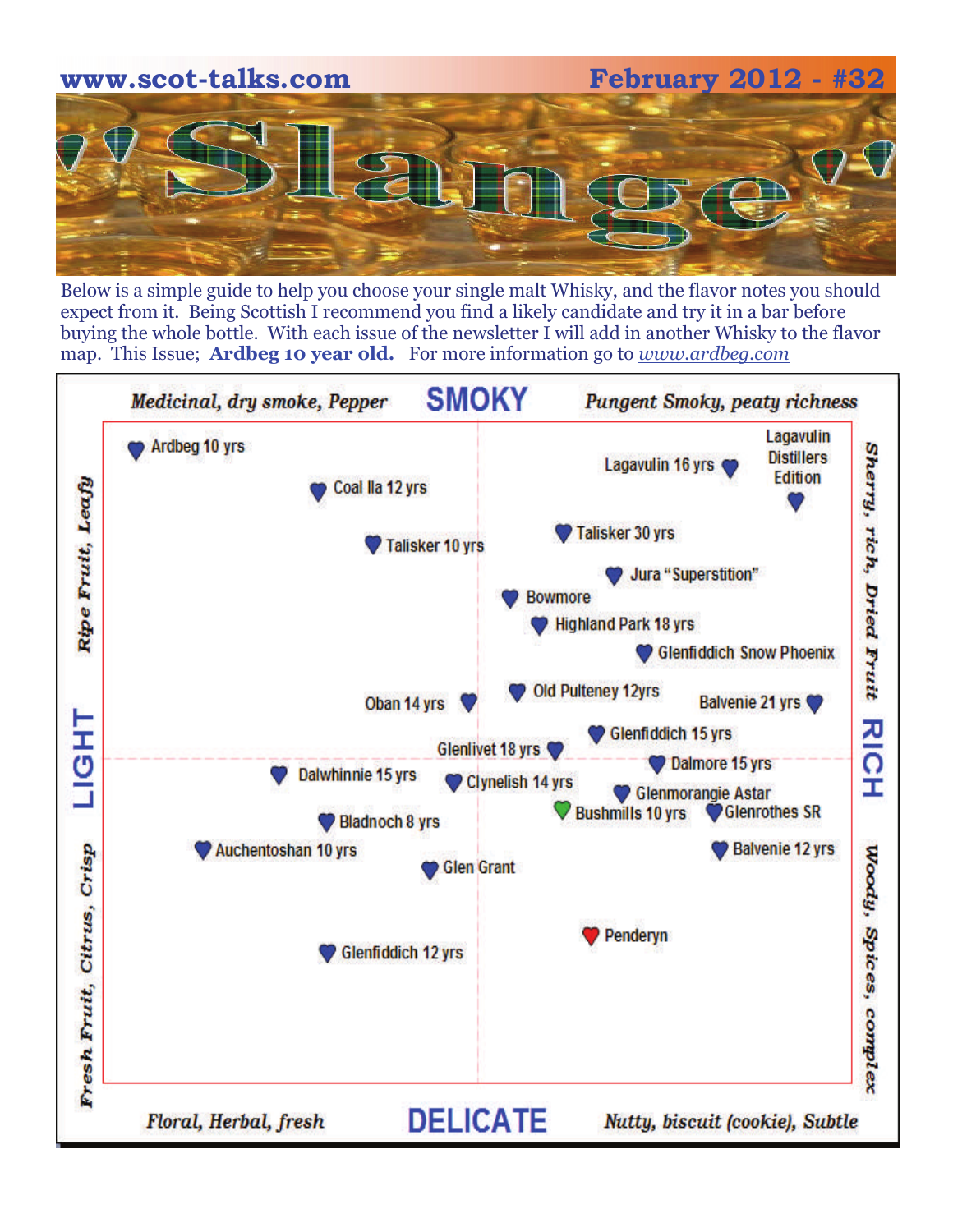www.scot-talks.com February 2012 - #32

# "Slange"

Below is a simple guide to help you choose your single malt Whisky, and the flavor notes you should expect from it. Being Scottish I recommend you find a likely candidate and try it in a bar before buying the whole bottle. With each issue of the newsletter I will add in another Whisky to the flavor map. This Issue; **Ardbeg 10 year old.** For more information go to *www.ardbeg.com*

*Medicinal, dry smoke, Pepper* **SMOKY** *Pungent Smoky, peaty richness*

Ardbeg 10 yrs

Coal Ila 12 yrs

Lagavulin 16 yrs

Lagavulin Distillers Edition

Talisker 10 yrs

Talisker 30 yrs

Jura "Superstition"

Bowmore

Highland Park 18 yrs

Glenfiddich Snow Phoenix

Oban 14 yrs

Old Pulteney 12yrs

Balvenie 21 yrs

Glenfiddich 15 yrs

Glenlivet 18 yrs

Dalwhinnie 15 yrs

Clynelish 14 yrs

Dalmore 15 yrs

Glenmorangie Astar

Bushmills 10 yrs

Glenrothes SR

Bladnoch 8 yrs

Auchentoshan 10 yrs

Balvenie 12 yrs

Glen Grant

Penderyn

Glenfiddich 12 yrs

*Ripe Fruit, Leafy* **LIGHT** *Fresh Fruit, Citrus, Crisp*

*Sherry, rich, Dried Fruit* **RICH** *Woody, Spices, complex*

*Floral, Herbal, fresh* **DELICATE** *Nutty, biscuit (cookie), Subtle*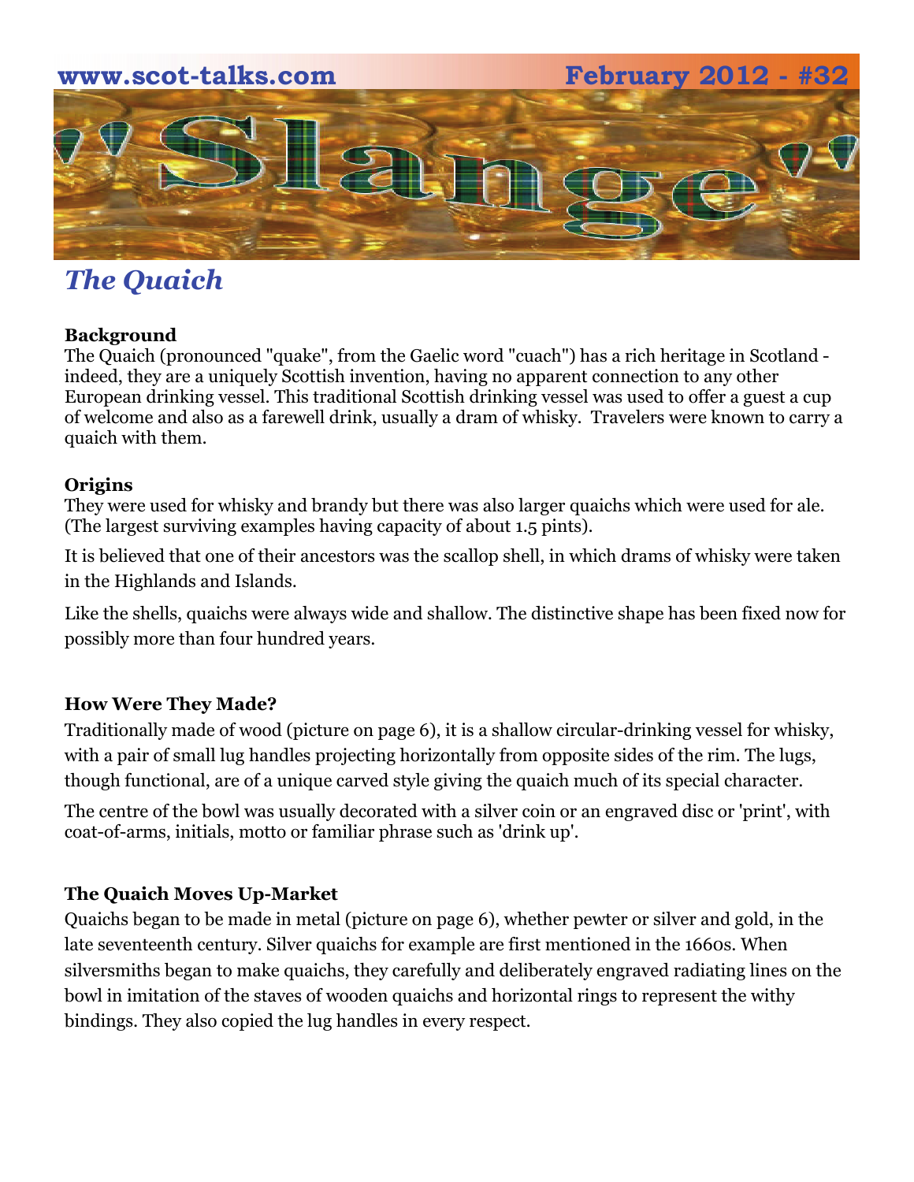## The Quaich

### Background

The Quaich (pronounced "quake", from the Gaelic word "cuach") has a rich heritage in Scotland - indeed, they are a uniquely Scottish invention, having no apparent connection to any other European drinking vessel. This traditional Scottish drinking vessel was used to offer a guest a cup of welcome and also as a farewell drink, usually a dram of whisky. Travelers were known to carry a quaich with them.

### Origins

They were used for whisky and brandy but there was also larger quaichs which were used for ale. (The largest surviving examples having capacity of about 1.5 pints).

It is believed that one of their ancestors was the scallop shell, in which drams of whisky were taken in the Highlands and Islands.

Like the shells, quaichs were always wide and shallow. The distinctive shape has been fixed now for possibly more than four hundred years.

### How Were They Made?

Traditionally made of wood (picture on page 6), it is a shallow circular-drinking vessel for whisky, with a pair of small lug handles projecting horizontally from opposite sides of the rim. The lugs, though functional, are of a unique carved style giving the quaich much of its special character.

The centre of the bowl was usually decorated with a silver coin or an engraved disc or 'print', with coat-of-arms, initials, motto or familiar phrase such as 'drink up'.

### The Quaich Moves Up-Market

Quaichs began to be made in metal (picture on page 6), whether pewter or silver and gold, in the late seventeenth century. Silver quaichs for example are first mentioned in the 1660s. When silversmiths began to make quaichs, they carefully and deliberately engraved radiating lines on the bowl in imitation of the staves of wooden quaichs and horizontal rings to represent the withy bindings. They also copied the lug handles in every respect.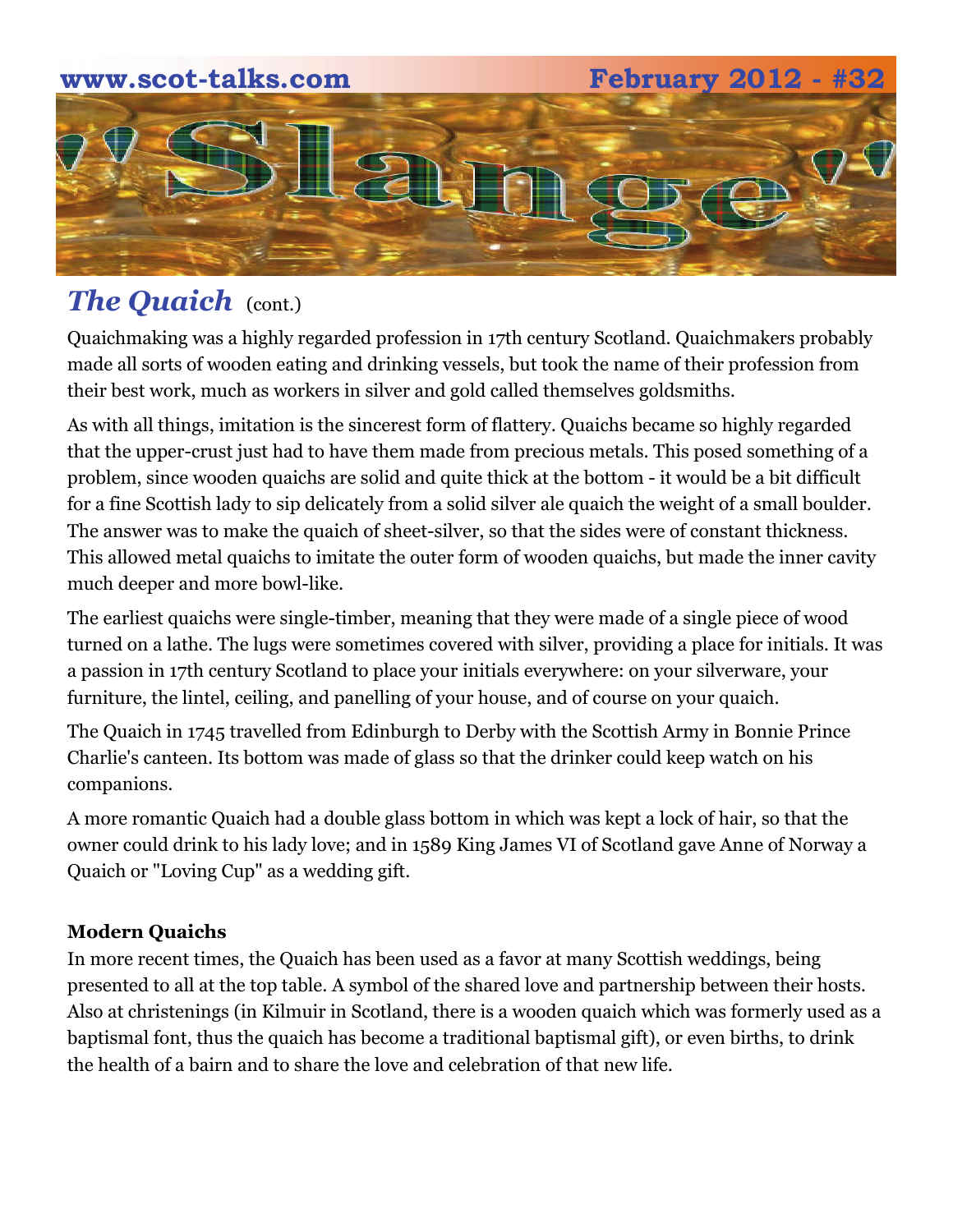## *The Quaich* (cont.)

Quaichmaking was a highly regarded profession in 17th century Scotland. Quaichmakers probably made all sorts of wooden eating and drinking vessels, but took the name of their profession from their best work, much as workers in silver and gold called themselves goldsmiths.

As with all things, imitation is the sincerest form of flattery. Quaichs became so highly regarded that the upper-crust just had to have them made from precious metals. This posed something of a problem, since wooden quaichs are solid and quite thick at the bottom - it would be a bit difficult for a fine Scottish lady to sip delicately from a solid silver ale quaich the weight of a small boulder. The answer was to make the quaich of sheet-silver, so that the sides were of constant thickness. This allowed metal quaichs to imitate the outer form of wooden quaichs, but made the inner cavity much deeper and more bowl-like.

The earliest quaichs were single-timber, meaning that they were made of a single piece of wood turned on a lathe. The lugs were sometimes covered with silver, providing a place for initials. It was a passion in 17th century Scotland to place your initials everywhere: on your silverware, your furniture, the lintel, ceiling, and panelling of your house, and of course on your quaich.

The Quaich in 1745 travelled from Edinburgh to Derby with the Scottish Army in Bonnie Prince Charlie's canteen. Its bottom was made of glass so that the drinker could keep watch on his companions.

A more romantic Quaich had a double glass bottom in which was kept a lock of hair, so that the owner could drink to his lady love; and in 1589 King James VI of Scotland gave Anne of Norway a Quaich or "Loving Cup" as a wedding gift.

**Modern Quaichs**

In more recent times, the Quaich has been used as a favor at many Scottish weddings, being presented to all at the top table. A symbol of the shared love and partnership between their hosts. Also at christenings (in Kilmuir in Scotland, there is a wooden quaich which was formerly used as a baptismal font, thus the quaich has become a traditional baptismal gift), or even births, to drink the health of a bairn and to share the love and celebration of that new life.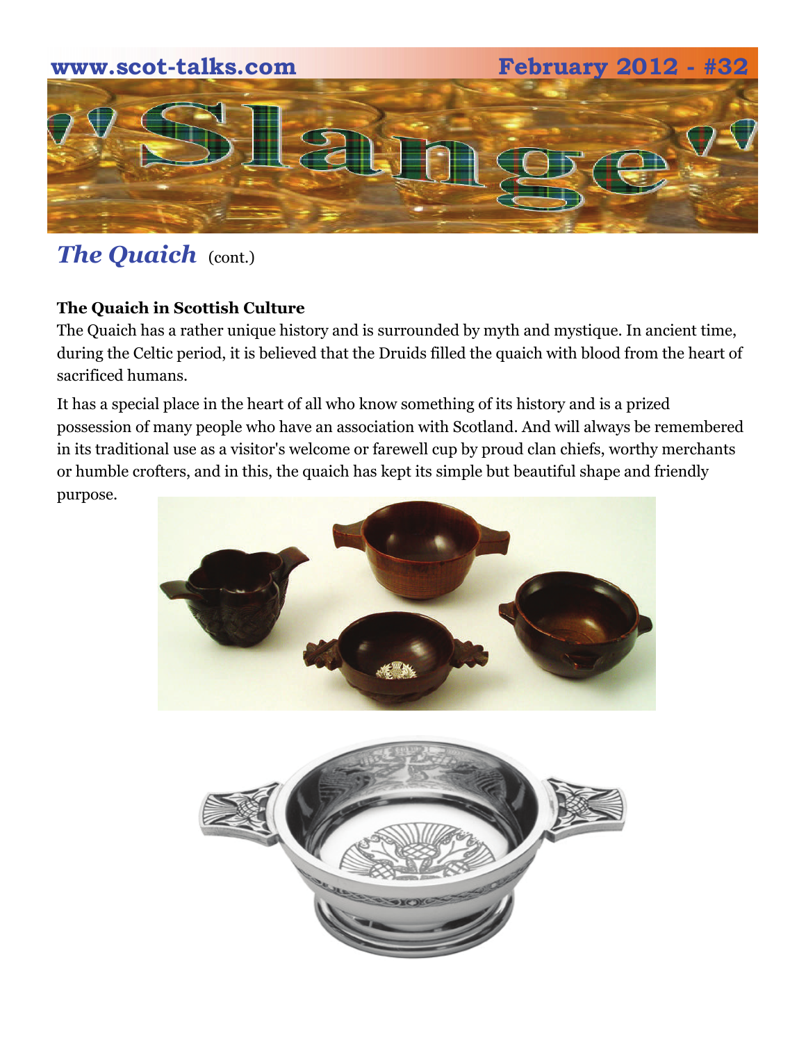## *The Quaich* (cont.)

**The Quaich in Scottish Culture**

The Quaich has a rather unique history and is surrounded by myth and mystique. In ancient time, during the Celtic period, it is believed that the Druids filled the quaich with blood from the heart of sacrificed humans.

It has a special place in the heart of all who know something of its history and is a prized possession of many people who have an association with Scotland. And will always be remembered in its traditional use as a visitor's welcome or farewell cup by proud clan chiefs, worthy merchants or humble crofters, and in this, the quaich has kept its simple but beautiful shape and friendly purpose.